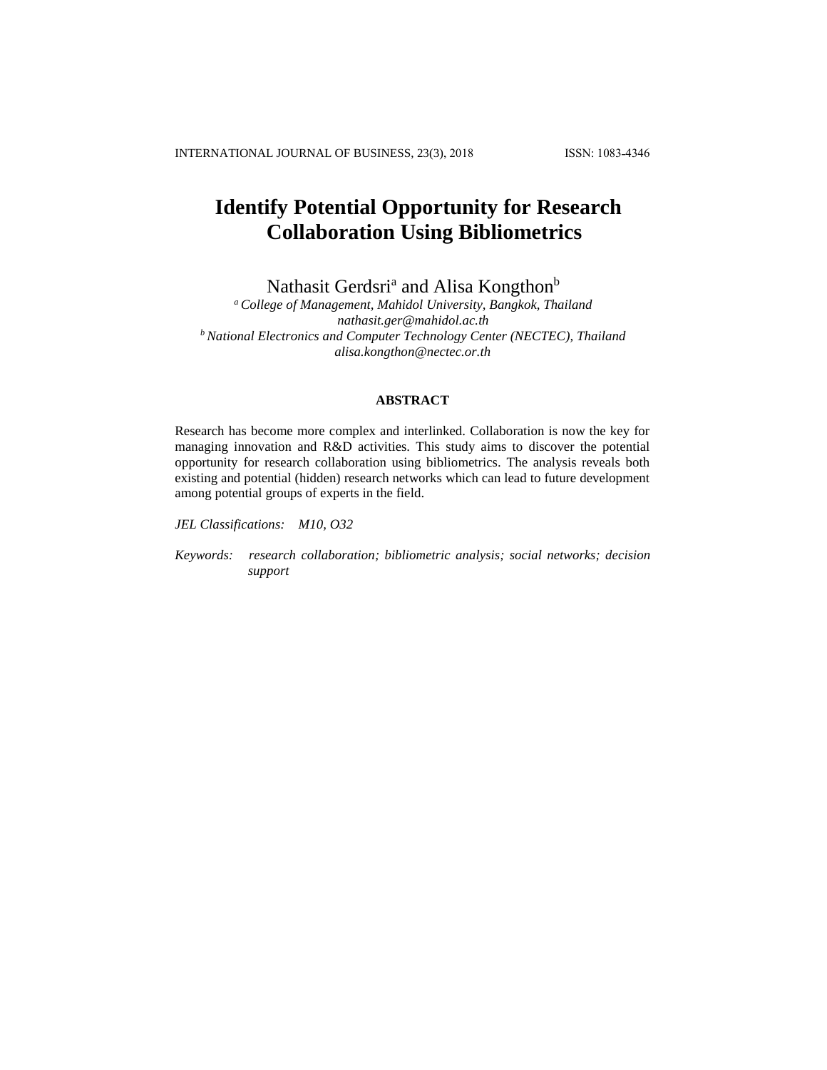# Identify Potential Opportunity for Research Collaboration Using Bibliometrics

Nathasit Gerdsri[a] and Alisa Kongthon[b]

[a] *College of Management, Mahidol University, Bangkok, Thailand*
*nathasit.ger@mahidol.ac.th*
[b] *National Electronics and Computer Technology Center (NECTEC), Thailand*
*alisa.kongthon@nectec.or.th*

## ABSTRACT

Research has become more complex and interlinked. Collaboration is now the key for managing innovation and R&D activities. This study aims to discover the potential opportunity for research collaboration using bibliometrics. The analysis reveals both existing and potential (hidden) research networks which can lead to future development among potential groups of experts in the field.

*JEL Classifications:* *M10, O32*

*Keywords:* *research collaboration; bibliometric analysis; social networks; decision support*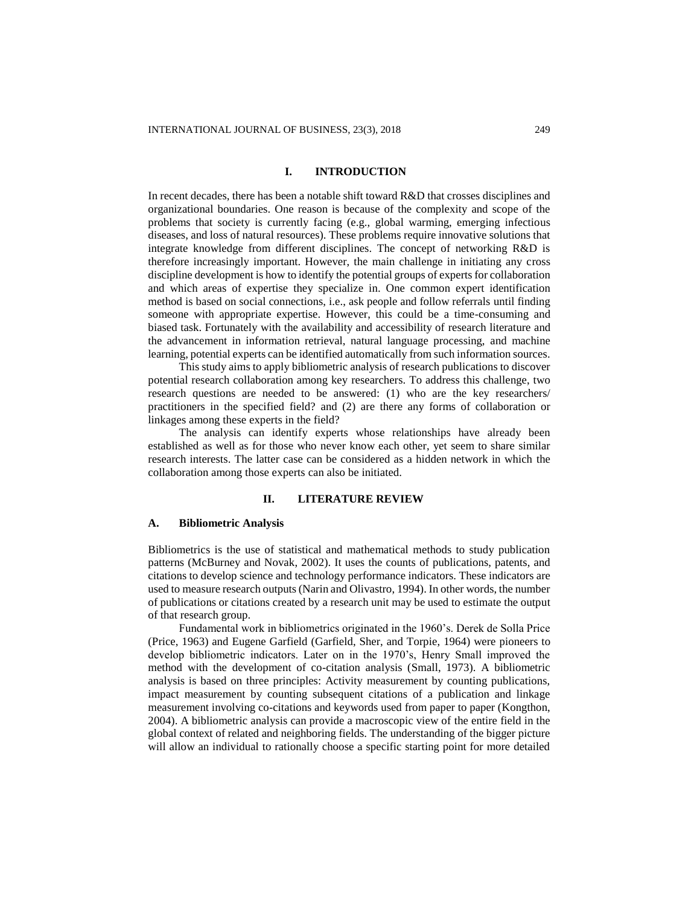## I. INTRODUCTION

In recent decades, there has been a notable shift toward R&D that crosses disciplines and organizational boundaries. One reason is because of the complexity and scope of the problems that society is currently facing (e.g., global warming, emerging infectious diseases, and loss of natural resources). These problems require innovative solutions that integrate knowledge from different disciplines. The concept of networking R&D is therefore increasingly important. However, the main challenge in initiating any cross discipline development is how to identify the potential groups of experts for collaboration and which areas of expertise they specialize in. One common expert identification method is based on social connections, i.e., ask people and follow referrals until finding someone with appropriate expertise. However, this could be a time-consuming and biased task. Fortunately with the availability and accessibility of research literature and the advancement in information retrieval, natural language processing, and machine learning, potential experts can be identified automatically from such information sources.

This study aims to apply bibliometric analysis of research publications to discover potential research collaboration among key researchers. To address this challenge, two research questions are needed to be answered: (1) who are the key researchers/ practitioners in the specified field? and (2) are there any forms of collaboration or linkages among these experts in the field?

The analysis can identify experts whose relationships have already been established as well as for those who never know each other, yet seem to share similar research interests. The latter case can be considered as a hidden network in which the collaboration among those experts can also be initiated.

## II. LITERATURE REVIEW

### A. Bibliometric Analysis

Bibliometrics is the use of statistical and mathematical methods to study publication patterns (McBurney and Novak, 2002). It uses the counts of publications, patents, and citations to develop science and technology performance indicators. These indicators are used to measure research outputs (Narin and Olivastro, 1994). In other words, the number of publications or citations created by a research unit may be used to estimate the output of that research group.

Fundamental work in bibliometrics originated in the 1960's. Derek de Solla Price (Price, 1963) and Eugene Garfield (Garfield, Sher, and Torpie, 1964) were pioneers to develop bibliometric indicators. Later on in the 1970's, Henry Small improved the method with the development of co-citation analysis (Small, 1973). A bibliometric analysis is based on three principles: Activity measurement by counting publications, impact measurement by counting subsequent citations of a publication and linkage measurement involving co-citations and keywords used from paper to paper (Kongthon, 2004). A bibliometric analysis can provide a macroscopic view of the entire field in the global context of related and neighboring fields. The understanding of the bigger picture will allow an individual to rationally choose a specific starting point for more detailed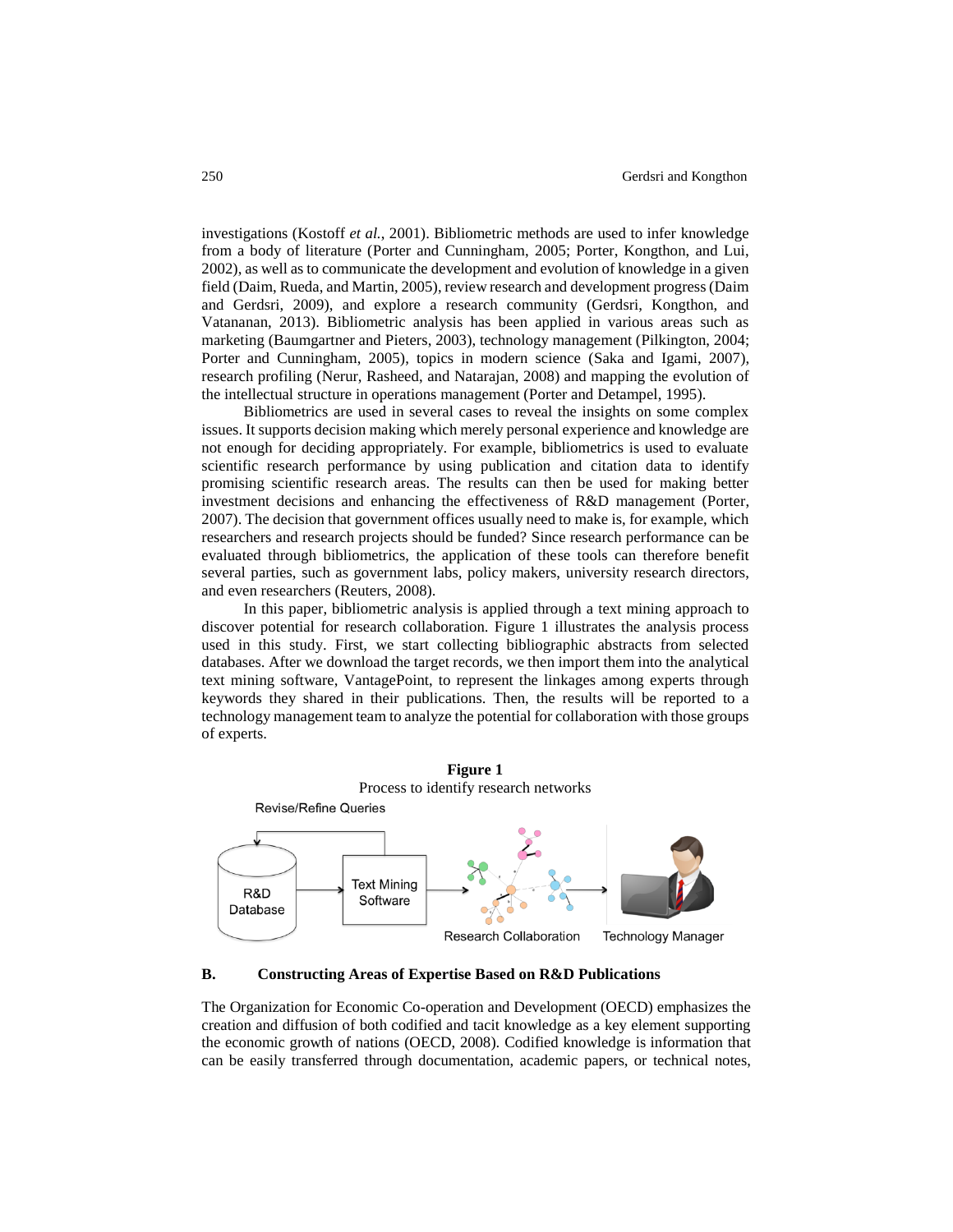investigations (Kostoff *et al.*, 2001). Bibliometric methods are used to infer knowledge from a body of literature (Porter and Cunningham, 2005; Porter, Kongthon, and Lui, 2002), as well as to communicate the development and evolution of knowledge in a given field (Daim, Rueda, and Martin, 2005), review research and development progress (Daim and Gerdsri, 2009), and explore a research community (Gerdsri, Kongthon, and Vatananan, 2013). Bibliometric analysis has been applied in various areas such as marketing (Baumgartner and Pieters, 2003), technology management (Pilkington, 2004; Porter and Cunningham, 2005), topics in modern science (Saka and Igami, 2007), research profiling (Nerur, Rasheed, and Natarajan, 2008) and mapping the evolution of the intellectual structure in operations management (Porter and Detampel, 1995).

Bibliometrics are used in several cases to reveal the insights on some complex issues. It supports decision making which merely personal experience and knowledge are not enough for deciding appropriately. For example, bibliometrics is used to evaluate scientific research performance by using publication and citation data to identify promising scientific research areas. The results can then be used for making better investment decisions and enhancing the effectiveness of R&D management (Porter, 2007). The decision that government offices usually need to make is, for example, which researchers and research projects should be funded? Since research performance can be evaluated through bibliometrics, the application of these tools can therefore benefit several parties, such as government labs, policy makers, university research directors, and even researchers (Reuters, 2008).

In this paper, bibliometric analysis is applied through a text mining approach to discover potential for research collaboration. Figure 1 illustrates the analysis process used in this study. First, we start collecting bibliographic abstracts from selected databases. After we download the target records, we then import them into the analytical text mining software, VantagePoint, to represent the linkages among experts through keywords they shared in their publications. Then, the results will be reported to a technology management team to analyze the potential for collaboration with those groups of experts.

**Figure 1**
Process to identify research networks

Revise/Refine Queries

R&D Database → Text Mining Software → Research Collaboration → Technology Manager

### B. Constructing Areas of Expertise Based on R&D Publications

The Organization for Economic Co-operation and Development (OECD) emphasizes the creation and diffusion of both codified and tacit knowledge as a key element supporting the economic growth of nations (OECD, 2008). Codified knowledge is information that can be easily transferred through documentation, academic papers, or technical notes,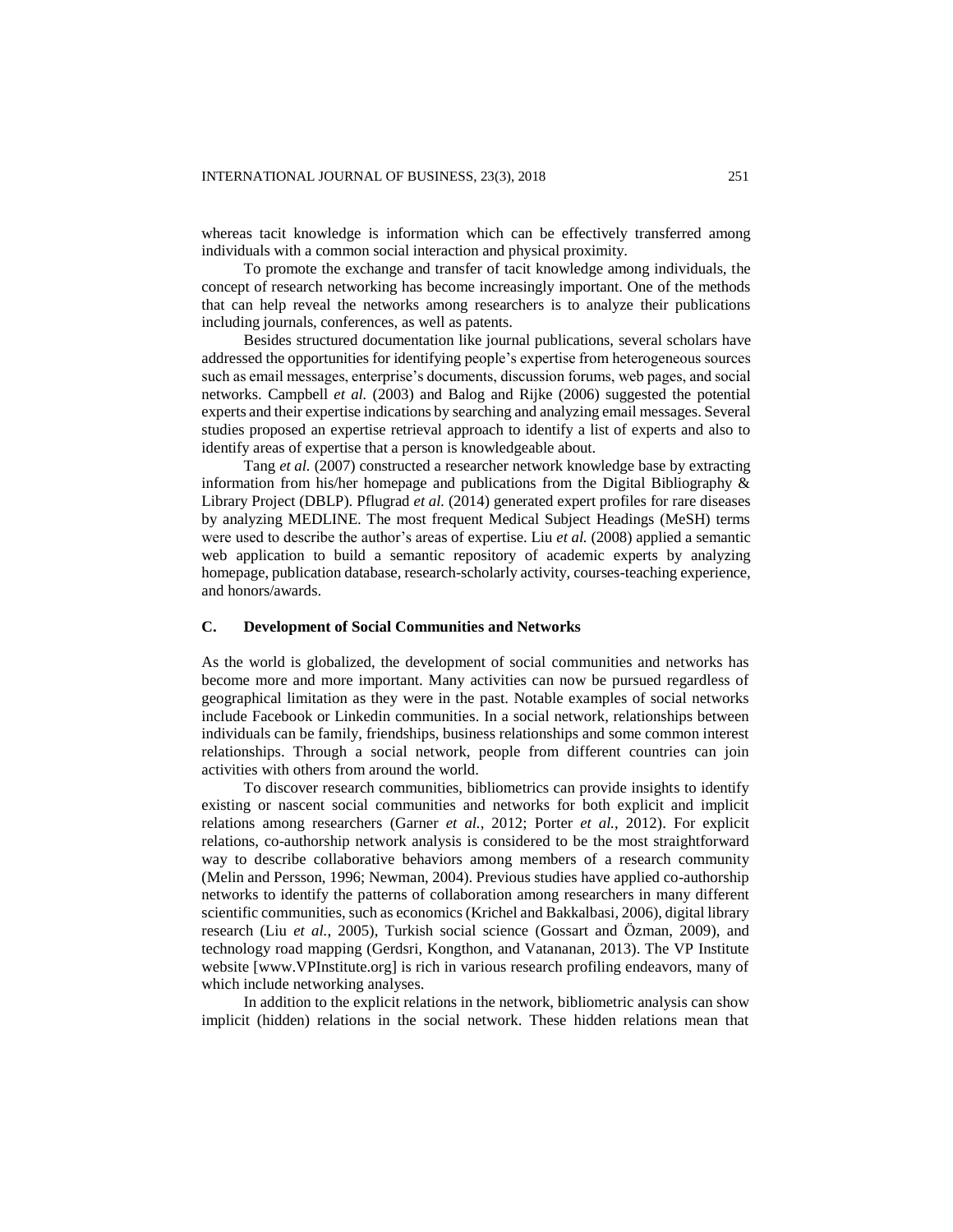whereas tacit knowledge is information which can be effectively transferred among individuals with a common social interaction and physical proximity.

To promote the exchange and transfer of tacit knowledge among individuals, the concept of research networking has become increasingly important. One of the methods that can help reveal the networks among researchers is to analyze their publications including journals, conferences, as well as patents.

Besides structured documentation like journal publications, several scholars have addressed the opportunities for identifying people's expertise from heterogeneous sources such as email messages, enterprise's documents, discussion forums, web pages, and social networks. Campbell *et al.* (2003) and Balog and Rijke (2006) suggested the potential experts and their expertise indications by searching and analyzing email messages. Several studies proposed an expertise retrieval approach to identify a list of experts and also to identify areas of expertise that a person is knowledgeable about.

Tang *et al.* (2007) constructed a researcher network knowledge base by extracting information from his/her homepage and publications from the Digital Bibliography & Library Project (DBLP). Pflugrad *et al.* (2014) generated expert profiles for rare diseases by analyzing MEDLINE. The most frequent Medical Subject Headings (MeSH) terms were used to describe the author's areas of expertise. Liu *et al.* (2008) applied a semantic web application to build a semantic repository of academic experts by analyzing homepage, publication database, research-scholarly activity, courses-teaching experience, and honors/awards.

### C. Development of Social Communities and Networks

As the world is globalized, the development of social communities and networks has become more and more important. Many activities can now be pursued regardless of geographical limitation as they were in the past. Notable examples of social networks include Facebook or Linkedin communities. In a social network, relationships between individuals can be family, friendships, business relationships and some common interest relationships. Through a social network, people from different countries can join activities with others from around the world.

To discover research communities, bibliometrics can provide insights to identify existing or nascent social communities and networks for both explicit and implicit relations among researchers (Garner *et al.*, 2012; Porter *et al.*, 2012). For explicit relations, co-authorship network analysis is considered to be the most straightforward way to describe collaborative behaviors among members of a research community (Melin and Persson, 1996; Newman, 2004). Previous studies have applied co-authorship networks to identify the patterns of collaboration among researchers in many different scientific communities, such as economics (Krichel and Bakkalbasi, 2006), digital library research (Liu *et al.*, 2005), Turkish social science (Gossart and Özman, 2009), and technology road mapping (Gerdsri, Kongthon, and Vatananan, 2013). The VP Institute website [www.VPInstitute.org] is rich in various research profiling endeavors, many of which include networking analyses.

In addition to the explicit relations in the network, bibliometric analysis can show implicit (hidden) relations in the social network. These hidden relations mean that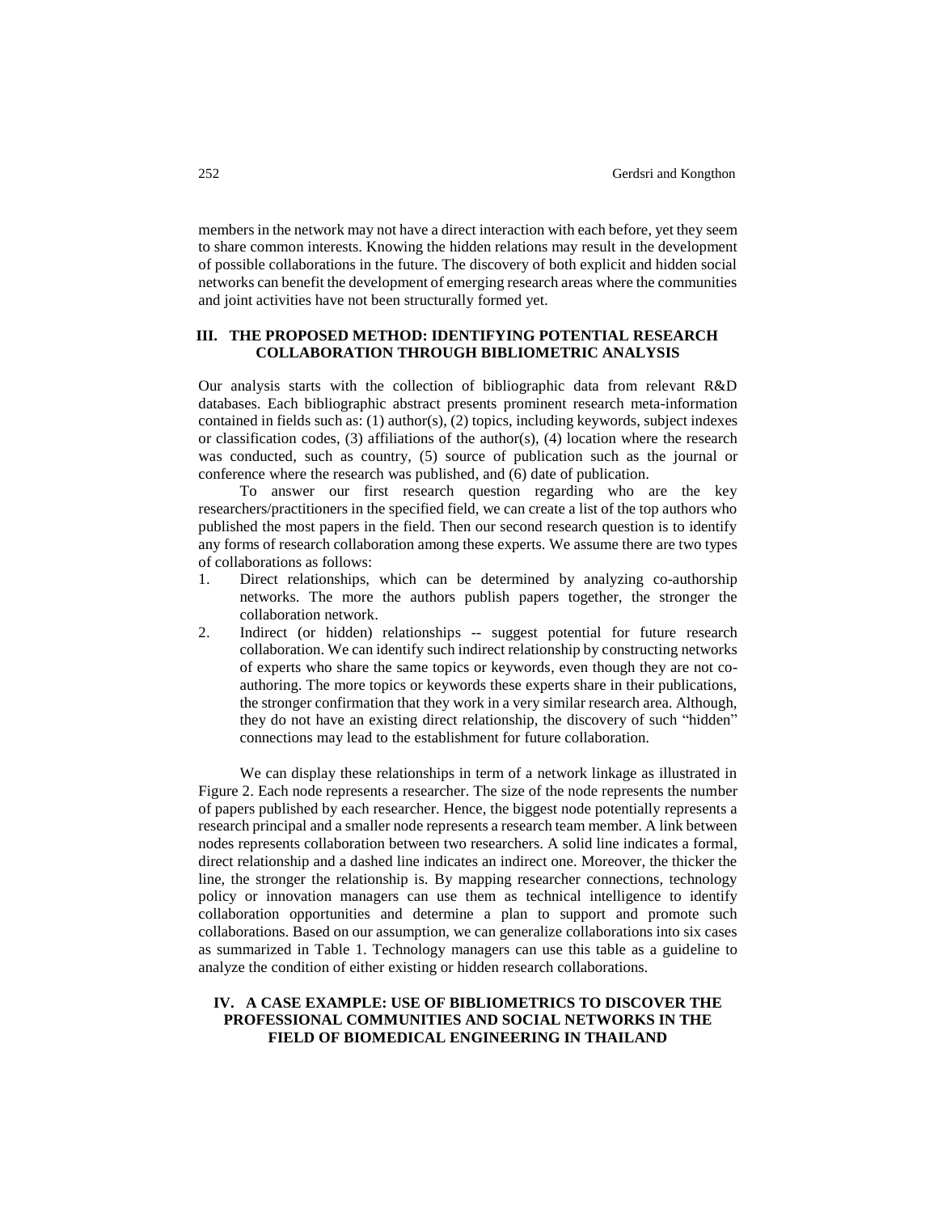members in the network may not have a direct interaction with each before, yet they seem to share common interests. Knowing the hidden relations may result in the development of possible collaborations in the future. The discovery of both explicit and hidden social networks can benefit the development of emerging research areas where the communities and joint activities have not been structurally formed yet.

## III. THE PROPOSED METHOD: IDENTIFYING POTENTIAL RESEARCH COLLABORATION THROUGH BIBLIOMETRIC ANALYSIS

Our analysis starts with the collection of bibliographic data from relevant R&D databases. Each bibliographic abstract presents prominent research meta-information contained in fields such as: (1) author(s), (2) topics, including keywords, subject indexes or classification codes, (3) affiliations of the author(s), (4) location where the research was conducted, such as country, (5) source of publication such as the journal or conference where the research was published, and (6) date of publication.

To answer our first research question regarding who are the key researchers/practitioners in the specified field, we can create a list of the top authors who published the most papers in the field. Then our second research question is to identify any forms of research collaboration among these experts. We assume there are two types of collaborations as follows:

1. Direct relationships, which can be determined by analyzing co-authorship networks. The more the authors publish papers together, the stronger the collaboration network.
2. Indirect (or hidden) relationships -- suggest potential for future research collaboration. We can identify such indirect relationship by constructing networks of experts who share the same topics or keywords, even though they are not co-authoring. The more topics or keywords these experts share in their publications, the stronger confirmation that they work in a very similar research area. Although, they do not have an existing direct relationship, the discovery of such "hidden" connections may lead to the establishment for future collaboration.

We can display these relationships in term of a network linkage as illustrated in Figure 2. Each node represents a researcher. The size of the node represents the number of papers published by each researcher. Hence, the biggest node potentially represents a research principal and a smaller node represents a research team member. A link between nodes represents collaboration between two researchers. A solid line indicates a formal, direct relationship and a dashed line indicates an indirect one. Moreover, the thicker the line, the stronger the relationship is. By mapping researcher connections, technology policy or innovation managers can use them as technical intelligence to identify collaboration opportunities and determine a plan to support and promote such collaborations. Based on our assumption, we can generalize collaborations into six cases as summarized in Table 1. Technology managers can use this table as a guideline to analyze the condition of either existing or hidden research collaborations.

## IV. A CASE EXAMPLE: USE OF BIBLIOMETRICS TO DISCOVER THE PROFESSIONAL COMMUNITIES AND SOCIAL NETWORKS IN THE FIELD OF BIOMEDICAL ENGINEERING IN THAILAND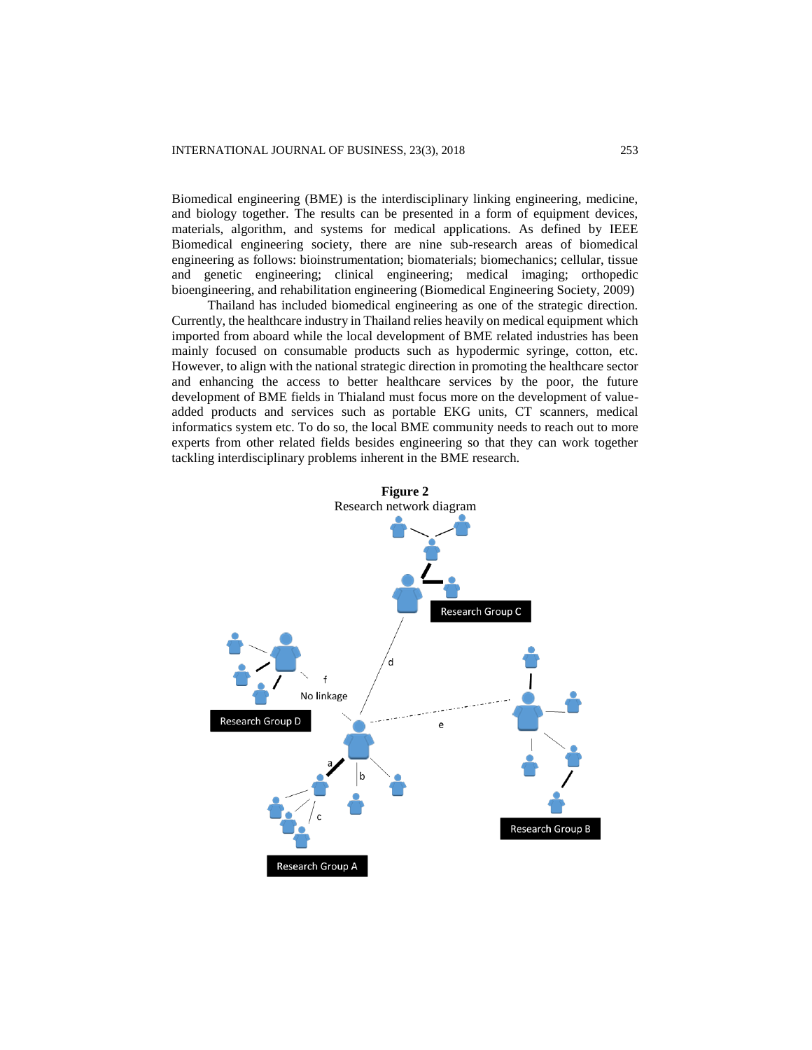Biomedical engineering (BME) is the interdisciplinary linking engineering, medicine, and biology together. The results can be presented in a form of equipment devices, materials, algorithm, and systems for medical applications. As defined by IEEE Biomedical engineering society, there are nine sub-research areas of biomedical engineering as follows: bioinstrumentation; biomaterials; biomechanics; cellular, tissue and genetic engineering; clinical engineering; medical imaging; orthopedic bioengineering, and rehabilitation engineering (Biomedical Engineering Society, 2009)

Thailand has included biomedical engineering as one of the strategic direction. Currently, the healthcare industry in Thailand relies heavily on medical equipment which imported from aboard while the local development of BME related industries has been mainly focused on consumable products such as hypodermic syringe, cotton, etc. However, to align with the national strategic direction in promoting the healthcare sector and enhancing the access to better healthcare services by the poor, the future development of BME fields in Thialand must focus more on the development of value-added products and services such as portable EKG units, CT scanners, medical informatics system etc. To do so, the local BME community needs to reach out to more experts from other related fields besides engineering so that they can work together tackling interdisciplinary problems inherent in the BME research.

**Figure 2**
Research network diagram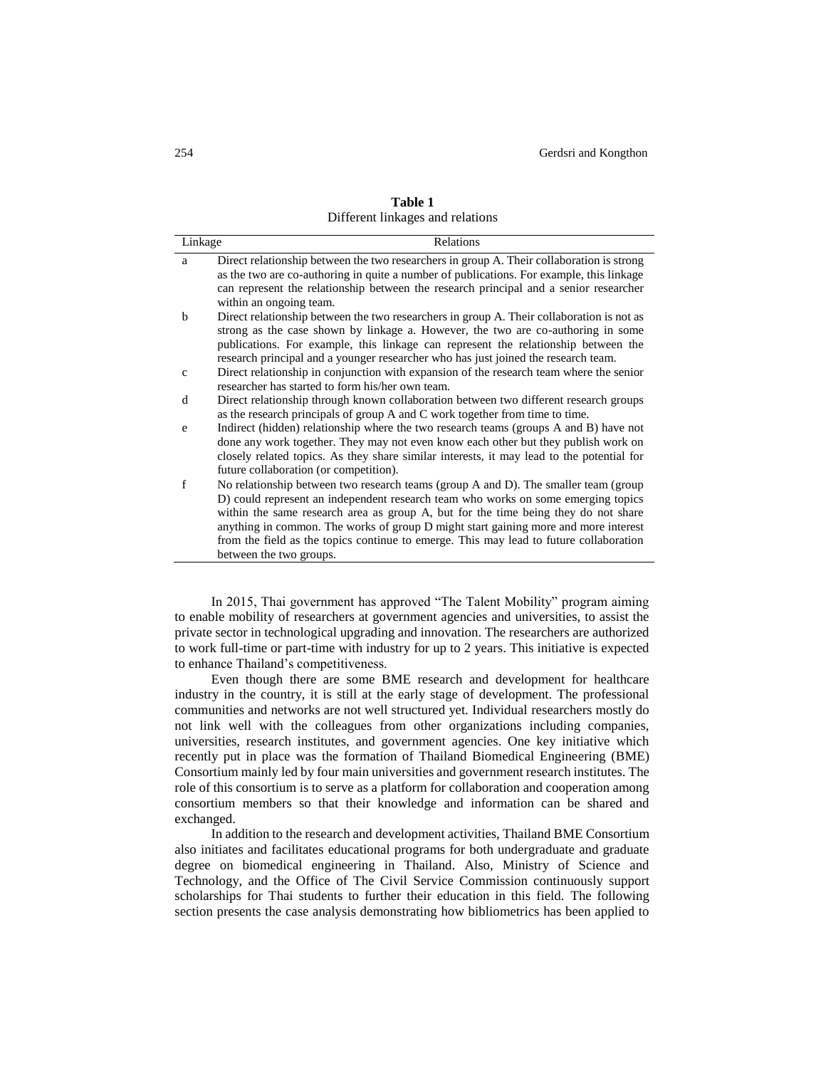**Table 1**
Different linkages and relations

| Linkage | Relations |
|---|---|
| a | Direct relationship between the two researchers in group A. Their collaboration is strong as the two are co-authoring in quite a number of publications. For example, this linkage can represent the relationship between the research principal and a senior researcher within an ongoing team. |
| b | Direct relationship between the two researchers in group A. Their collaboration is not as strong as the case shown by linkage a. However, the two are co-authoring in some publications. For example, this linkage can represent the relationship between the research principal and a younger researcher who has just joined the research team. |
| c | Direct relationship in conjunction with expansion of the research team where the senior researcher has started to form his/her own team. |
| d | Direct relationship through known collaboration between two different research groups as the research principals of group A and C work together from time to time. |
| e | Indirect (hidden) relationship where the two research teams (groups A and B) have not done any work together. They may not even know each other but they publish work on closely related topics. As they share similar interests, it may lead to the potential for future collaboration (or competition). |
| f | No relationship between two research teams (group A and D). The smaller team (group D) could represent an independent research team who works on some emerging topics within the same research area as group A, but for the time being they do not share anything in common. The works of group D might start gaining more and more interest from the field as the topics continue to emerge. This may lead to future collaboration between the two groups. |

In 2015, Thai government has approved "The Talent Mobility" program aiming to enable mobility of researchers at government agencies and universities, to assist the private sector in technological upgrading and innovation. The researchers are authorized to work full-time or part-time with industry for up to 2 years. This initiative is expected to enhance Thailand's competitiveness.

Even though there are some BME research and development for healthcare industry in the country, it is still at the early stage of development. The professional communities and networks are not well structured yet. Individual researchers mostly do not link well with the colleagues from other organizations including companies, universities, research institutes, and government agencies. One key initiative which recently put in place was the formation of Thailand Biomedical Engineering (BME) Consortium mainly led by four main universities and government research institutes. The role of this consortium is to serve as a platform for collaboration and cooperation among consortium members so that their knowledge and information can be shared and exchanged.

In addition to the research and development activities, Thailand BME Consortium also initiates and facilitates educational programs for both undergraduate and graduate degree on biomedical engineering in Thailand. Also, Ministry of Science and Technology, and the Office of The Civil Service Commission continuously support scholarships for Thai students to further their education in this field. The following section presents the case analysis demonstrating how bibliometrics has been applied to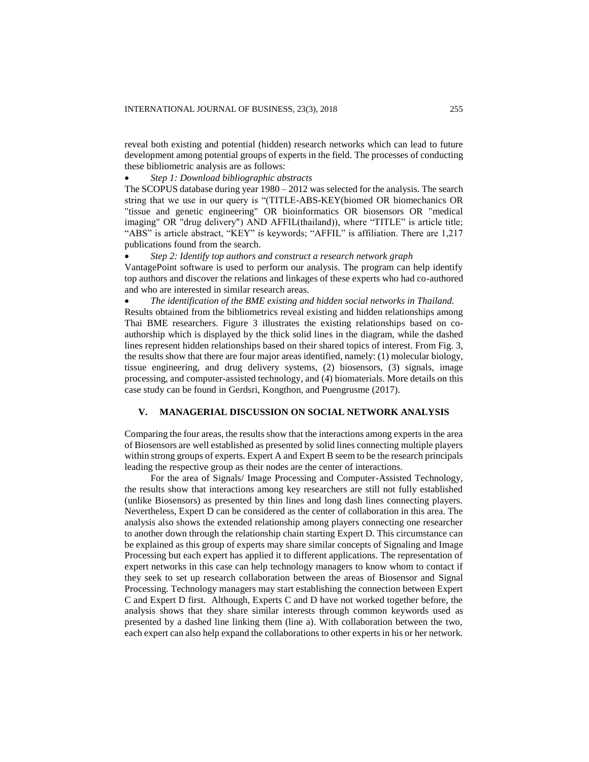reveal both existing and potential (hidden) research networks which can lead to future development among potential groups of experts in the field. The processes of conducting these bibliometric analysis are as follows:

- *Step 1: Download bibliographic abstracts*

The SCOPUS database during year 1980 – 2012 was selected for the analysis. The search string that we use in our query is "(TITLE-ABS-KEY(biomed OR biomechanics OR "tissue and genetic engineering" OR bioinformatics OR biosensors OR "medical imaging" OR "drug delivery") AND AFFIL(thailand)), where "TITLE" is article title; "ABS" is article abstract, "KEY" is keywords; "AFFIL" is affiliation. There are 1,217 publications found from the search.

- *Step 2: Identify top authors and construct a research network graph*

VantagePoint software is used to perform our analysis. The program can help identify top authors and discover the relations and linkages of these experts who had co-authored and who are interested in similar research areas.

- *The identification of the BME existing and hidden social networks in Thailand.*

Results obtained from the bibliometrics reveal existing and hidden relationships among Thai BME researchers. Figure 3 illustrates the existing relationships based on co-authorship which is displayed by the thick solid lines in the diagram, while the dashed lines represent hidden relationships based on their shared topics of interest. From Fig. 3, the results show that there are four major areas identified, namely: (1) molecular biology, tissue engineering, and drug delivery systems, (2) biosensors, (3) signals, image processing, and computer-assisted technology, and (4) biomaterials. More details on this case study can be found in Gerdsri, Kongthon, and Puengrusme (2017).

## V. MANAGERIAL DISCUSSION ON SOCIAL NETWORK ANALYSIS

Comparing the four areas, the results show that the interactions among experts in the area of Biosensors are well established as presented by solid lines connecting multiple players within strong groups of experts. Expert A and Expert B seem to be the research principals leading the respective group as their nodes are the center of interactions.

For the area of Signals/ Image Processing and Computer-Assisted Technology, the results show that interactions among key researchers are still not fully established (unlike Biosensors) as presented by thin lines and long dash lines connecting players. Nevertheless, Expert D can be considered as the center of collaboration in this area. The analysis also shows the extended relationship among players connecting one researcher to another down through the relationship chain starting Expert D. This circumstance can be explained as this group of experts may share similar concepts of Signaling and Image Processing but each expert has applied it to different applications. The representation of expert networks in this case can help technology managers to know whom to contact if they seek to set up research collaboration between the areas of Biosensor and Signal Processing. Technology managers may start establishing the connection between Expert C and Expert D first. Although, Experts C and D have not worked together before, the analysis shows that they share similar interests through common keywords used as presented by a dashed line linking them (line a). With collaboration between the two, each expert can also help expand the collaborations to other experts in his or her network.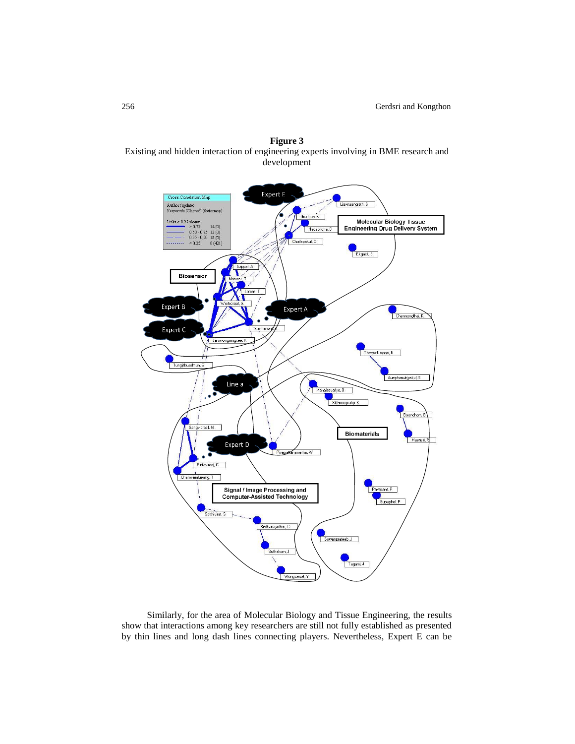**Figure 3**
Existing and hidden interaction of engineering experts involving in BME research and development

Similarly, for the area of Molecular Biology and Tissue Engineering, the results show that interactions among key researchers are still not fully established as presented by thin lines and long dash lines connecting players. Nevertheless, Expert E can be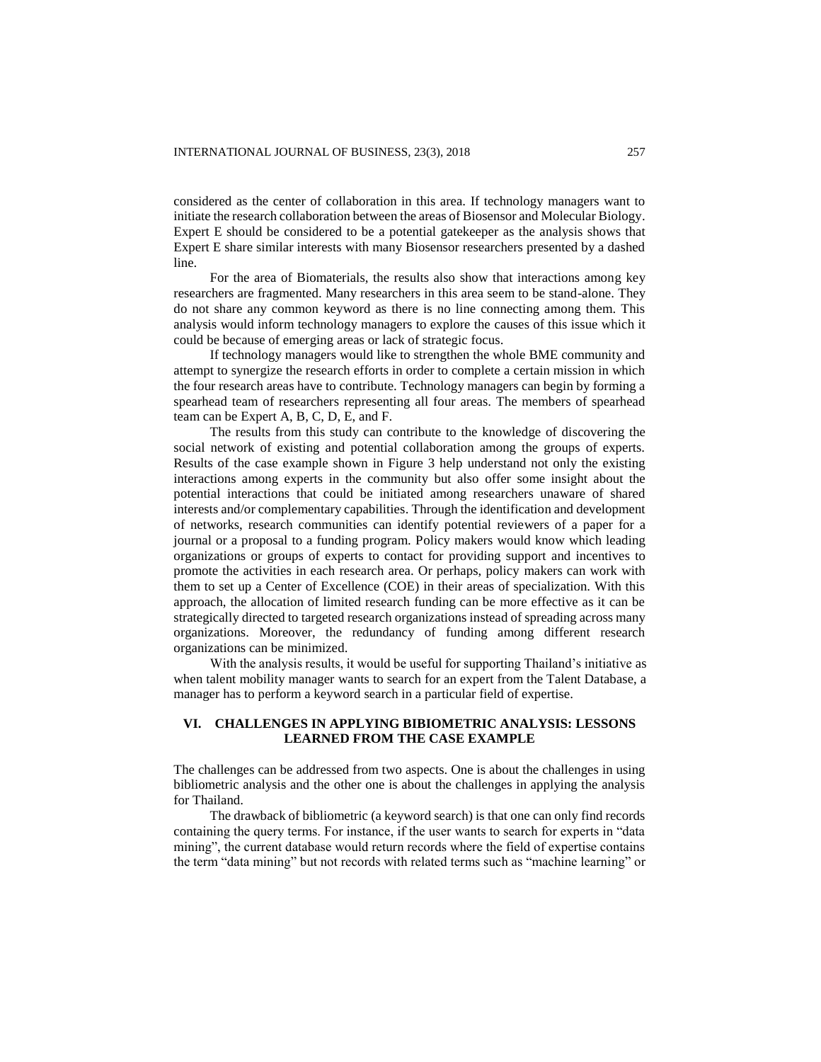considered as the center of collaboration in this area. If technology managers want to initiate the research collaboration between the areas of Biosensor and Molecular Biology. Expert E should be considered to be a potential gatekeeper as the analysis shows that Expert E share similar interests with many Biosensor researchers presented by a dashed line.

For the area of Biomaterials, the results also show that interactions among key researchers are fragmented. Many researchers in this area seem to be stand-alone. They do not share any common keyword as there is no line connecting among them. This analysis would inform technology managers to explore the causes of this issue which it could be because of emerging areas or lack of strategic focus.

If technology managers would like to strengthen the whole BME community and attempt to synergize the research efforts in order to complete a certain mission in which the four research areas have to contribute. Technology managers can begin by forming a spearhead team of researchers representing all four areas. The members of spearhead team can be Expert A, B, C, D, E, and F.

The results from this study can contribute to the knowledge of discovering the social network of existing and potential collaboration among the groups of experts. Results of the case example shown in Figure 3 help understand not only the existing interactions among experts in the community but also offer some insight about the potential interactions that could be initiated among researchers unaware of shared interests and/or complementary capabilities. Through the identification and development of networks, research communities can identify potential reviewers of a paper for a journal or a proposal to a funding program. Policy makers would know which leading organizations or groups of experts to contact for providing support and incentives to promote the activities in each research area. Or perhaps, policy makers can work with them to set up a Center of Excellence (COE) in their areas of specialization. With this approach, the allocation of limited research funding can be more effective as it can be strategically directed to targeted research organizations instead of spreading across many organizations. Moreover, the redundancy of funding among different research organizations can be minimized.

With the analysis results, it would be useful for supporting Thailand's initiative as when talent mobility manager wants to search for an expert from the Talent Database, a manager has to perform a keyword search in a particular field of expertise.

## VI. CHALLENGES IN APPLYING BIBIOMETRIC ANALYSIS: LESSONS LEARNED FROM THE CASE EXAMPLE

The challenges can be addressed from two aspects. One is about the challenges in using bibliometric analysis and the other one is about the challenges in applying the analysis for Thailand.

The drawback of bibliometric (a keyword search) is that one can only find records containing the query terms. For instance, if the user wants to search for experts in "data mining", the current database would return records where the field of expertise contains the term "data mining" but not records with related terms such as "machine learning" or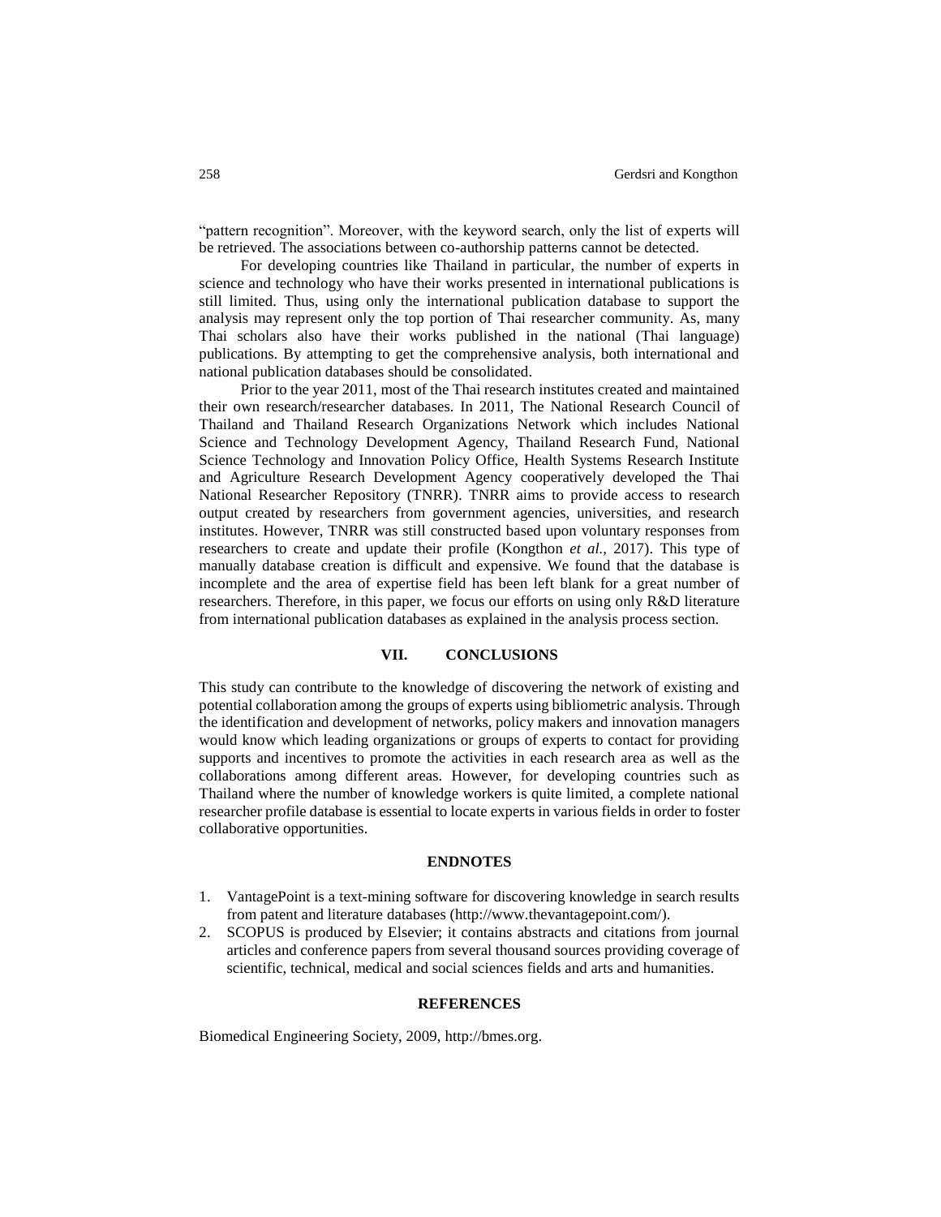"pattern recognition". Moreover, with the keyword search, only the list of experts will be retrieved. The associations between co-authorship patterns cannot be detected.

For developing countries like Thailand in particular, the number of experts in science and technology who have their works presented in international publications is still limited. Thus, using only the international publication database to support the analysis may represent only the top portion of Thai researcher community. As, many Thai scholars also have their works published in the national (Thai language) publications. By attempting to get the comprehensive analysis, both international and national publication databases should be consolidated.

Prior to the year 2011, most of the Thai research institutes created and maintained their own research/researcher databases. In 2011, The National Research Council of Thailand and Thailand Research Organizations Network which includes National Science and Technology Development Agency, Thailand Research Fund, National Science Technology and Innovation Policy Office, Health Systems Research Institute and Agriculture Research Development Agency cooperatively developed the Thai National Researcher Repository (TNRR). TNRR aims to provide access to research output created by researchers from government agencies, universities, and research institutes. However, TNRR was still constructed based upon voluntary responses from researchers to create and update their profile (Kongthon *et al.,* 2017). This type of manually database creation is difficult and expensive. We found that the database is incomplete and the area of expertise field has been left blank for a great number of researchers. Therefore, in this paper, we focus our efforts on using only R&D literature from international publication databases as explained in the analysis process section.

## VII. CONCLUSIONS

This study can contribute to the knowledge of discovering the network of existing and potential collaboration among the groups of experts using bibliometric analysis. Through the identification and development of networks, policy makers and innovation managers would know which leading organizations or groups of experts to contact for providing supports and incentives to promote the activities in each research area as well as the collaborations among different areas. However, for developing countries such as Thailand where the number of knowledge workers is quite limited, a complete national researcher profile database is essential to locate experts in various fields in order to foster collaborative opportunities.

## ENDNOTES

1. VantagePoint is a text-mining software for discovering knowledge in search results from patent and literature databases (http://www.thevantagepoint.com/).
2. SCOPUS is produced by Elsevier; it contains abstracts and citations from journal articles and conference papers from several thousand sources providing coverage of scientific, technical, medical and social sciences fields and arts and humanities.

## REFERENCES

Biomedical Engineering Society, 2009, http://bmes.org.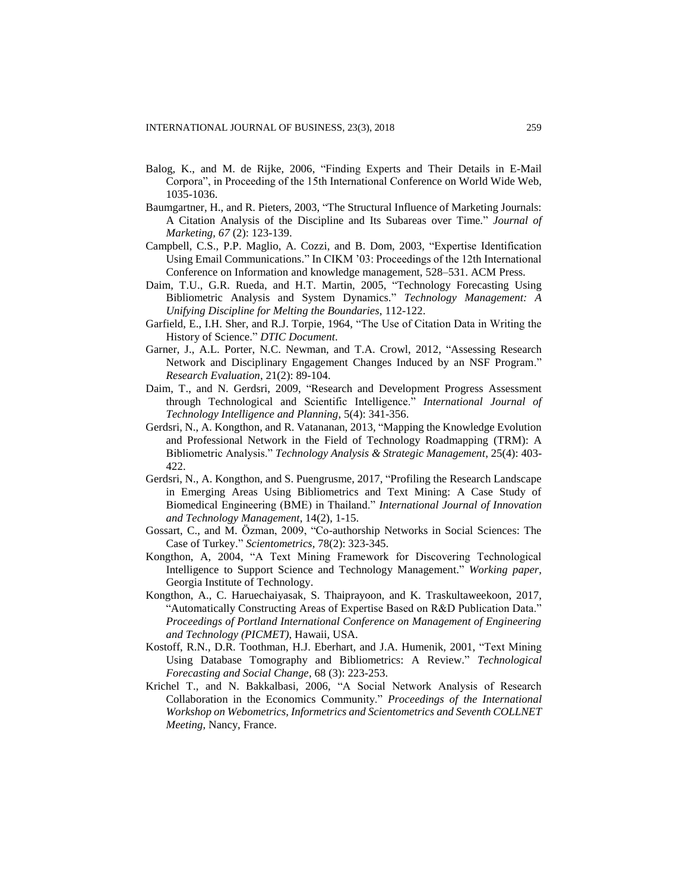Balog, K., and M. de Rijke, 2006, "Finding Experts and Their Details in E-Mail Corpora", in Proceeding of the 15th International Conference on World Wide Web, 1035-1036.

Baumgartner, H., and R. Pieters, 2003, "The Structural Influence of Marketing Journals: A Citation Analysis of the Discipline and Its Subareas over Time." *Journal of Marketing, 67* (2): 123-139.

Campbell, C.S., P.P. Maglio, A. Cozzi, and B. Dom, 2003, "Expertise Identification Using Email Communications." In CIKM '03: Proceedings of the 12th International Conference on Information and knowledge management, 528–531. ACM Press.

Daim, T.U., G.R. Rueda, and H.T. Martin, 2005, "Technology Forecasting Using Bibliometric Analysis and System Dynamics." *Technology Management: A Unifying Discipline for Melting the Boundaries*, 112-122.

Garfield, E., I.H. Sher, and R.J. Torpie, 1964, "The Use of Citation Data in Writing the History of Science." *DTIC Document.*

Garner, J., A.L. Porter, N.C. Newman, and T.A. Crowl, 2012, "Assessing Research Network and Disciplinary Engagement Changes Induced by an NSF Program." *Research Evaluation*, 21(2): 89-104.

Daim, T., and N. Gerdsri, 2009, "Research and Development Progress Assessment through Technological and Scientific Intelligence." *International Journal of Technology Intelligence and Planning*, 5(4): 341-356.

Gerdsri, N., A. Kongthon, and R. Vatananan, 2013, "Mapping the Knowledge Evolution and Professional Network in the Field of Technology Roadmapping (TRM): A Bibliometric Analysis." *Technology Analysis & Strategic Management*, 25(4): 403-422.

Gerdsri, N., A. Kongthon, and S. Puengrusme, 2017, "Profiling the Research Landscape in Emerging Areas Using Bibliometrics and Text Mining: A Case Study of Biomedical Engineering (BME) in Thailand." *International Journal of Innovation and Technology Management*, 14(2), 1-15.

Gossart, C., and M. Özman, 2009, "Co-authorship Networks in Social Sciences: The Case of Turkey." *Scientometrics,* 78(2): 323-345.

Kongthon, A, 2004, "A Text Mining Framework for Discovering Technological Intelligence to Support Science and Technology Management." *Working paper*, Georgia Institute of Technology.

Kongthon, A., C. Haruechaiyasak, S. Thaiprayoon, and K. Traskultaweekoon, 2017, "Automatically Constructing Areas of Expertise Based on R&D Publication Data." *Proceedings of Portland International Conference on Management of Engineering and Technology (PICMET)*, Hawaii, USA.

Kostoff, R.N., D.R. Toothman, H.J. Eberhart, and J.A. Humenik, 2001, "Text Mining Using Database Tomography and Bibliometrics: A Review." *Technological Forecasting and Social Change*, 68 (3): 223-253.

Krichel T., and N. Bakkalbasi, 2006, "A Social Network Analysis of Research Collaboration in the Economics Community." *Proceedings of the International Workshop on Webometrics, Informetrics and Scientometrics and Seventh COLLNET Meeting*, Nancy, France.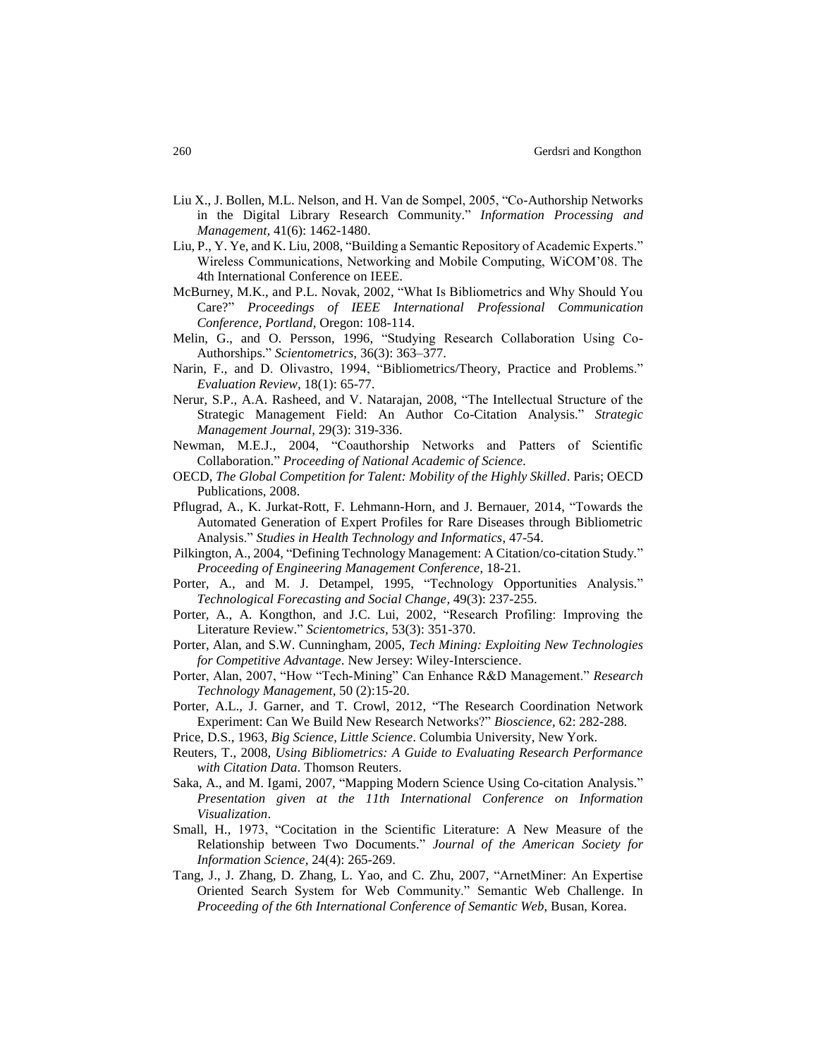Liu X., J. Bollen, M.L. Nelson, and H. Van de Sompel, 2005, "Co-Authorship Networks in the Digital Library Research Community." *Information Processing and Management*, 41(6): 1462-1480.

Liu, P., Y. Ye, and K. Liu, 2008, "Building a Semantic Repository of Academic Experts." Wireless Communications, Networking and Mobile Computing, WiCOM'08. The 4th International Conference on IEEE.

McBurney, M.K., and P.L. Novak, 2002, "What Is Bibliometrics and Why Should You Care?" *Proceedings of IEEE International Professional Communication Conference, Portland*, Oregon: 108-114.

Melin, G., and O. Persson, 1996, "Studying Research Collaboration Using Co-Authorships." *Scientometrics*, 36(3): 363–377.

Narin, F., and D. Olivastro, 1994, "Bibliometrics/Theory, Practice and Problems." *Evaluation Review*, 18(1): 65-77.

Nerur, S.P., A.A. Rasheed, and V. Natarajan, 2008, "The Intellectual Structure of the Strategic Management Field: An Author Co-Citation Analysis." *Strategic Management Journal*, 29(3): 319-336.

Newman, M.E.J., 2004, "Coauthorship Networks and Patters of Scientific Collaboration." *Proceeding of National Academic of Science*.

OECD, *The Global Competition for Talent: Mobility of the Highly Skilled*. Paris; OECD Publications, 2008.

Pflugrad, A., K. Jurkat-Rott, F. Lehmann-Horn, and J. Bernauer, 2014, "Towards the Automated Generation of Expert Profiles for Rare Diseases through Bibliometric Analysis." *Studies in Health Technology and Informatics*, 47-54.

Pilkington, A., 2004, "Defining Technology Management: A Citation/co-citation Study." *Proceeding of Engineering Management Conference*, 18-21.

Porter, A., and M. J. Detampel, 1995, "Technology Opportunities Analysis." *Technological Forecasting and Social Change*, 49(3): 237-255.

Porter, A., A. Kongthon, and J.C. Lui, 2002, "Research Profiling: Improving the Literature Review." *Scientometrics*, 53(3): 351-370.

Porter, Alan, and S.W. Cunningham, 2005, *Tech Mining: Exploiting New Technologies for Competitive Advantage*. New Jersey: Wiley-Interscience.

Porter, Alan, 2007, "How "Tech-Mining" Can Enhance R&D Management." *Research Technology Management*, 50 (2):15-20.

Porter, A.L., J. Garner, and T. Crowl, 2012, "The Research Coordination Network Experiment: Can We Build New Research Networks?" *Bioscience*, 62: 282-288.

Price, D.S., 1963, *Big Science, Little Science*. Columbia University, New York.

Reuters, T., 2008, *Using Bibliometrics: A Guide to Evaluating Research Performance with Citation Data*. Thomson Reuters.

Saka, A., and M. Igami, 2007, "Mapping Modern Science Using Co-citation Analysis." *Presentation given at the 11th International Conference on Information Visualization*.

Small, H., 1973, "Cocitation in the Scientific Literature: A New Measure of the Relationship between Two Documents." *Journal of the American Society for Information Science*, 24(4): 265-269.

Tang, J., J. Zhang, D. Zhang, L. Yao, and C. Zhu, 2007, "ArnetMiner: An Expertise Oriented Search System for Web Community." Semantic Web Challenge. In *Proceeding of the 6th International Conference of Semantic Web*, Busan, Korea.